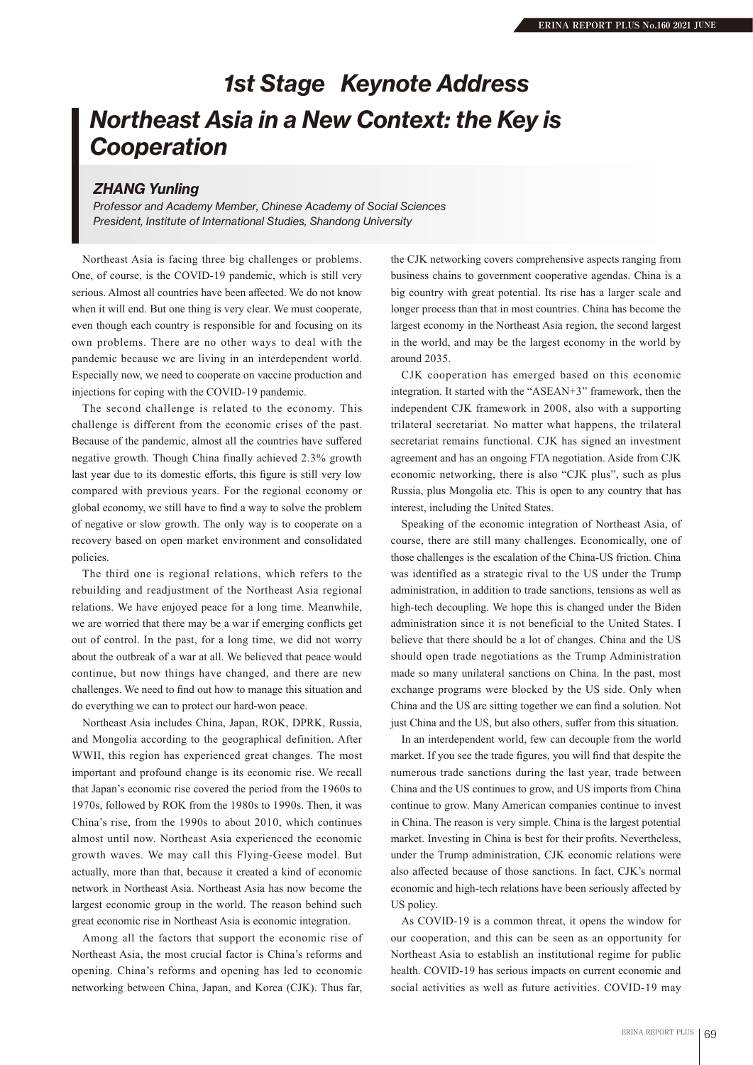# 1st Stage Keynote Address

## Northeast Asia in a New Context: the Key is Cooperation

### ZHANG Yunling

*Professor and Academy Member, Chinese Academy of Social Sciences*
*President, Institute of International Studies, Shandong University*

Northeast Asia is facing three big challenges or problems. One, of course, is the COVID-19 pandemic, which is still very serious. Almost all countries have been affected. We do not know when it will end. But one thing is very clear. We must cooperate, even though each country is responsible for and focusing on its own problems. There are no other ways to deal with the pandemic because we are living in an interdependent world. Especially now, we need to cooperate on vaccine production and injections for coping with the COVID-19 pandemic.

The second challenge is related to the economy. This challenge is different from the economic crises of the past. Because of the pandemic, almost all the countries have suffered negative growth. Though China finally achieved 2.3% growth last year due to its domestic efforts, this figure is still very low compared with previous years. For the regional economy or global economy, we still have to find a way to solve the problem of negative or slow growth. The only way is to cooperate on a recovery based on open market environment and consolidated policies.

The third one is regional relations, which refers to the rebuilding and readjustment of the Northeast Asia regional relations. We have enjoyed peace for a long time. Meanwhile, we are worried that there may be a war if emerging conflicts get out of control. In the past, for a long time, we did not worry about the outbreak of a war at all. We believed that peace would continue, but now things have changed, and there are new challenges. We need to find out how to manage this situation and do everything we can to protect our hard-won peace.

Northeast Asia includes China, Japan, ROK, DPRK, Russia, and Mongolia according to the geographical definition. After WWII, this region has experienced great changes. The most important and profound change is its economic rise. We recall that Japan's economic rise covered the period from the 1960s to 1970s, followed by ROK from the 1980s to 1990s. Then, it was China's rise, from the 1990s to about 2010, which continues almost until now. Northeast Asia experienced the economic growth waves. We may call this Flying-Geese model. But actually, more than that, because it created a kind of economic network in Northeast Asia. Northeast Asia has now become the largest economic group in the world. The reason behind such great economic rise in Northeast Asia is economic integration.

Among all the factors that support the economic rise of Northeast Asia, the most crucial factor is China's reforms and opening. China's reforms and opening has led to economic networking between China, Japan, and Korea (CJK). Thus far, the CJK networking covers comprehensive aspects ranging from business chains to government cooperative agendas. China is a big country with great potential. Its rise has a larger scale and longer process than that in most countries. China has become the largest economy in the Northeast Asia region, the second largest in the world, and may be the largest economy in the world by around 2035.

CJK cooperation has emerged based on this economic integration. It started with the "ASEAN+3" framework, then the independent CJK framework in 2008, also with a supporting trilateral secretariat. No matter what happens, the trilateral secretariat remains functional. CJK has signed an investment agreement and has an ongoing FTA negotiation. Aside from CJK economic networking, there is also "CJK plus", such as plus Russia, plus Mongolia etc. This is open to any country that has interest, including the United States.

Speaking of the economic integration of Northeast Asia, of course, there are still many challenges. Economically, one of those challenges is the escalation of the China-US friction. China was identified as a strategic rival to the US under the Trump administration, in addition to trade sanctions, tensions as well as high-tech decoupling. We hope this is changed under the Biden administration since it is not beneficial to the United States. I believe that there should be a lot of changes. China and the US should open trade negotiations as the Trump Administration made so many unilateral sanctions on China. In the past, most exchange programs were blocked by the US side. Only when China and the US are sitting together we can find a solution. Not just China and the US, but also others, suffer from this situation.

In an interdependent world, few can decouple from the world market. If you see the trade figures, you will find that despite the numerous trade sanctions during the last year, trade between China and the US continues to grow, and US imports from China continue to grow. Many American companies continue to invest in China. The reason is very simple. China is the largest potential market. Investing in China is best for their profits. Nevertheless, under the Trump administration, CJK economic relations were also affected because of those sanctions. In fact, CJK's normal economic and high-tech relations have been seriously affected by US policy.

As COVID-19 is a common threat, it opens the window for our cooperation, and this can be seen as an opportunity for Northeast Asia to establish an institutional regime for public health. COVID-19 has serious impacts on current economic and social activities as well as future activities. COVID-19 may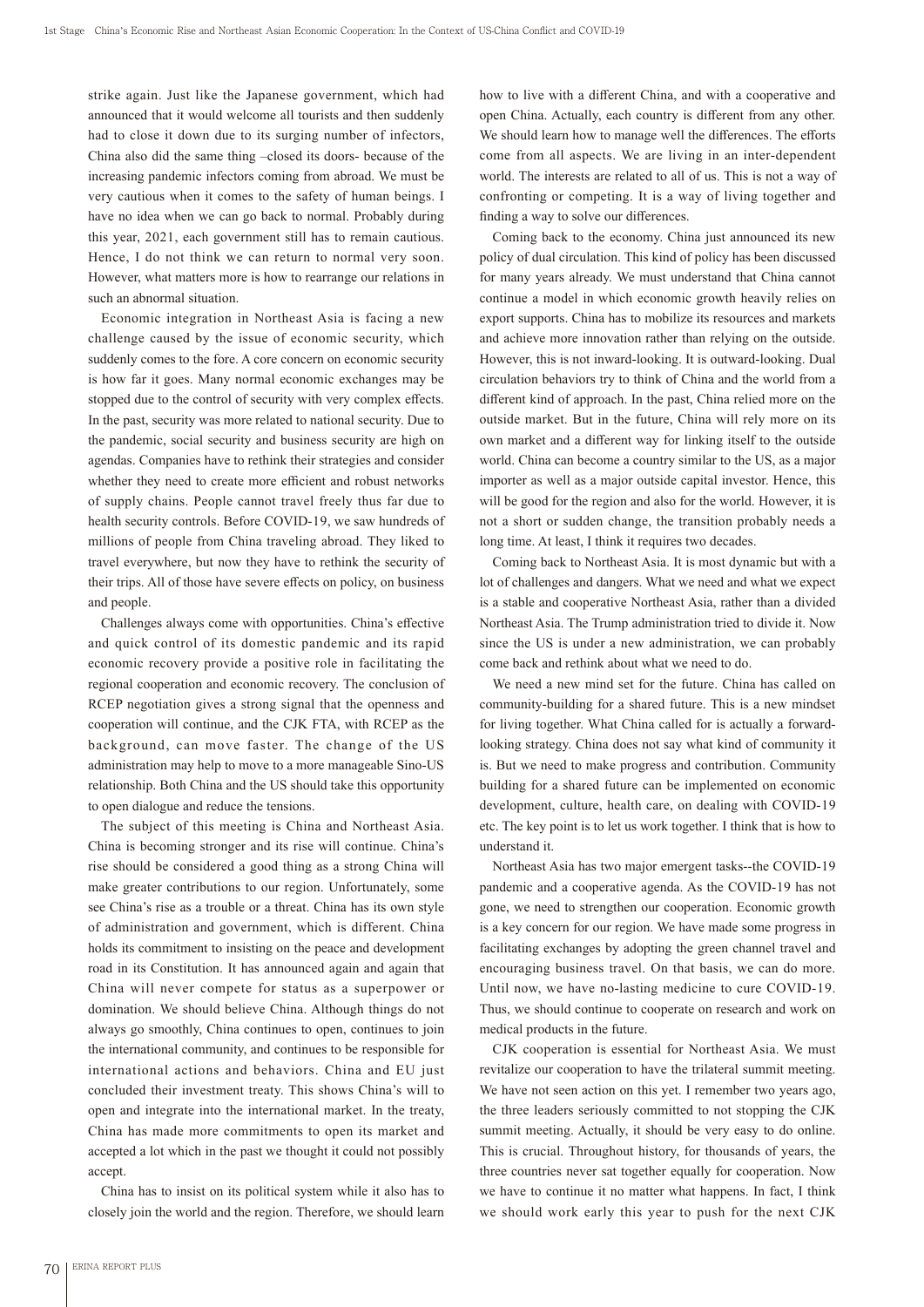strike again. Just like the Japanese government, which had announced that it would welcome all tourists and then suddenly had to close it down due to its surging number of infectors, China also did the same thing –closed its doors- because of the increasing pandemic infectors coming from abroad. We must be very cautious when it comes to the safety of human beings. I have no idea when we can go back to normal. Probably during this year, 2021, each government still has to remain cautious. Hence, I do not think we can return to normal very soon. However, what matters more is how to rearrange our relations in such an abnormal situation.

Economic integration in Northeast Asia is facing a new challenge caused by the issue of economic security, which suddenly comes to the fore. A core concern on economic security is how far it goes. Many normal economic exchanges may be stopped due to the control of security with very complex effects. In the past, security was more related to national security. Due to the pandemic, social security and business security are high on agendas. Companies have to rethink their strategies and consider whether they need to create more efficient and robust networks of supply chains. People cannot travel freely thus far due to health security controls. Before COVID-19, we saw hundreds of millions of people from China traveling abroad. They liked to travel everywhere, but now they have to rethink the security of their trips. All of those have severe effects on policy, on business and people.

Challenges always come with opportunities. China's effective and quick control of its domestic pandemic and its rapid economic recovery provide a positive role in facilitating the regional cooperation and economic recovery. The conclusion of RCEP negotiation gives a strong signal that the openness and cooperation will continue, and the CJK FTA, with RCEP as the background, can move faster. The change of the US administration may help to move to a more manageable Sino-US relationship. Both China and the US should take this opportunity to open dialogue and reduce the tensions.

The subject of this meeting is China and Northeast Asia. China is becoming stronger and its rise will continue. China's rise should be considered a good thing as a strong China will make greater contributions to our region. Unfortunately, some see China's rise as a trouble or a threat. China has its own style of administration and government, which is different. China holds its commitment to insisting on the peace and development road in its Constitution. It has announced again and again that China will never compete for status as a superpower or domination. We should believe China. Although things do not always go smoothly, China continues to open, continues to join the international community, and continues to be responsible for international actions and behaviors. China and EU just concluded their investment treaty. This shows China's will to open and integrate into the international market. In the treaty, China has made more commitments to open its market and accepted a lot which in the past we thought it could not possibly accept.

China has to insist on its political system while it also has to closely join the world and the region. Therefore, we should learn how to live with a different China, and with a cooperative and open China. Actually, each country is different from any other. We should learn how to manage well the differences. The efforts come from all aspects. We are living in an inter-dependent world. The interests are related to all of us. This is not a way of confronting or competing. It is a way of living together and finding a way to solve our differences.

Coming back to the economy. China just announced its new policy of dual circulation. This kind of policy has been discussed for many years already. We must understand that China cannot continue a model in which economic growth heavily relies on export supports. China has to mobilize its resources and markets and achieve more innovation rather than relying on the outside. However, this is not inward-looking. It is outward-looking. Dual circulation behaviors try to think of China and the world from a different kind of approach. In the past, China relied more on the outside market. But in the future, China will rely more on its own market and a different way for linking itself to the outside world. China can become a country similar to the US, as a major importer as well as a major outside capital investor. Hence, this will be good for the region and also for the world. However, it is not a short or sudden change, the transition probably needs a long time. At least, I think it requires two decades.

Coming back to Northeast Asia. It is most dynamic but with a lot of challenges and dangers. What we need and what we expect is a stable and cooperative Northeast Asia, rather than a divided Northeast Asia. The Trump administration tried to divide it. Now since the US is under a new administration, we can probably come back and rethink about what we need to do.

We need a new mind set for the future. China has called on community-building for a shared future. This is a new mindset for living together. What China called for is actually a forward-looking strategy. China does not say what kind of community it is. But we need to make progress and contribution. Community building for a shared future can be implemented on economic development, culture, health care, on dealing with COVID-19 etc. The key point is to let us work together. I think that is how to understand it.

Northeast Asia has two major emergent tasks--the COVID-19 pandemic and a cooperative agenda. As the COVID-19 has not gone, we need to strengthen our cooperation. Economic growth is a key concern for our region. We have made some progress in facilitating exchanges by adopting the green channel travel and encouraging business travel. On that basis, we can do more. Until now, we have no-lasting medicine to cure COVID-19. Thus, we should continue to cooperate on research and work on medical products in the future.

CJK cooperation is essential for Northeast Asia. We must revitalize our cooperation to have the trilateral summit meeting. We have not seen action on this yet. I remember two years ago, the three leaders seriously committed to not stopping the CJK summit meeting. Actually, it should be very easy to do online. This is crucial. Throughout history, for thousands of years, the three countries never sat together equally for cooperation. Now we have to continue it no matter what happens. In fact, I think we should work early this year to push for the next CJK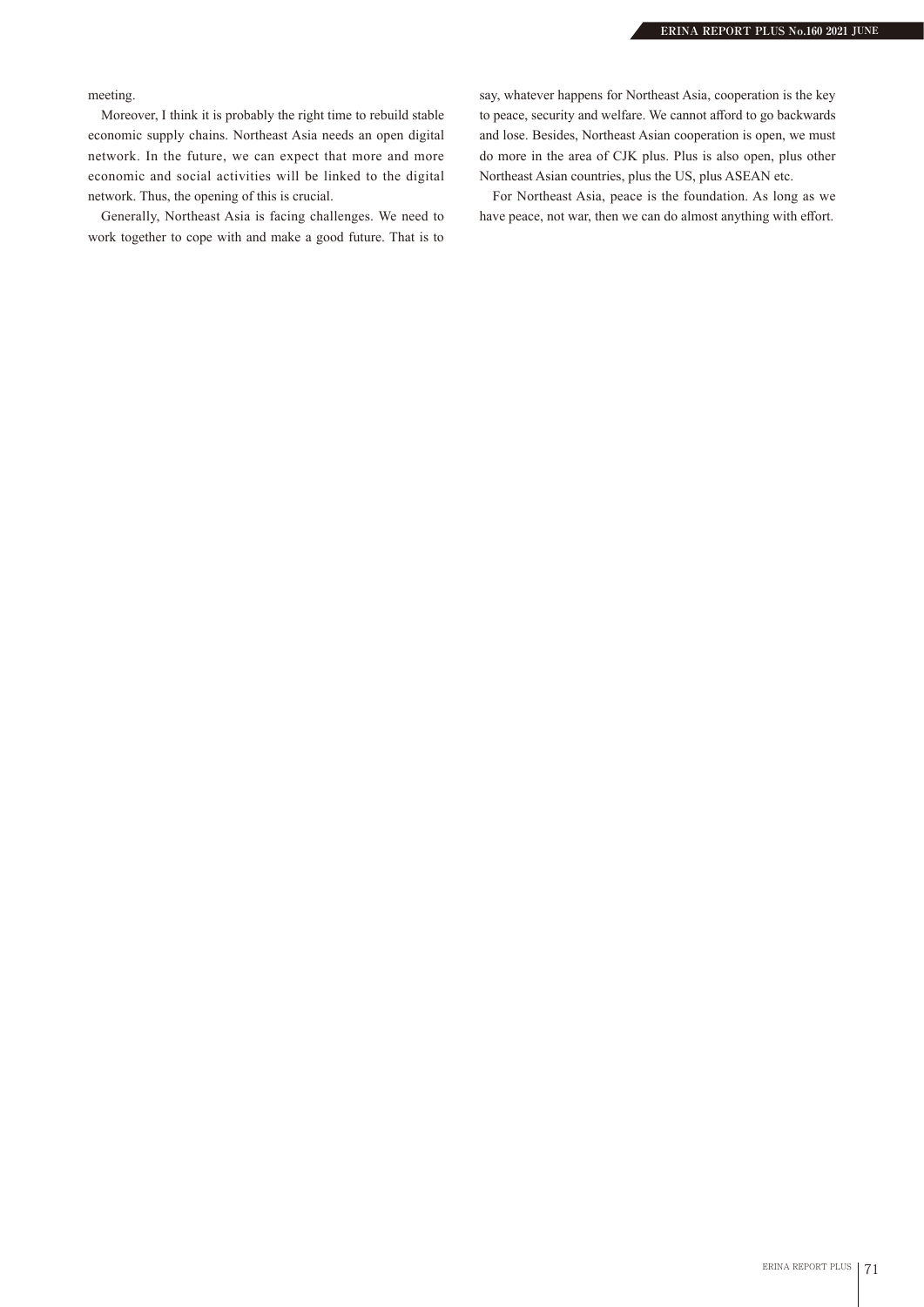meeting.

Moreover, I think it is probably the right time to rebuild stable economic supply chains. Northeast Asia needs an open digital network. In the future, we can expect that more and more economic and social activities will be linked to the digital network. Thus, the opening of this is crucial.

Generally, Northeast Asia is facing challenges. We need to work together to cope with and make a good future. That is to say, whatever happens for Northeast Asia, cooperation is the key to peace, security and welfare. We cannot afford to go backwards and lose. Besides, Northeast Asian cooperation is open, we must do more in the area of CJK plus. Plus is also open, plus other Northeast Asian countries, plus the US, plus ASEAN etc.

For Northeast Asia, peace is the foundation. As long as we have peace, not war, then we can do almost anything with effort.